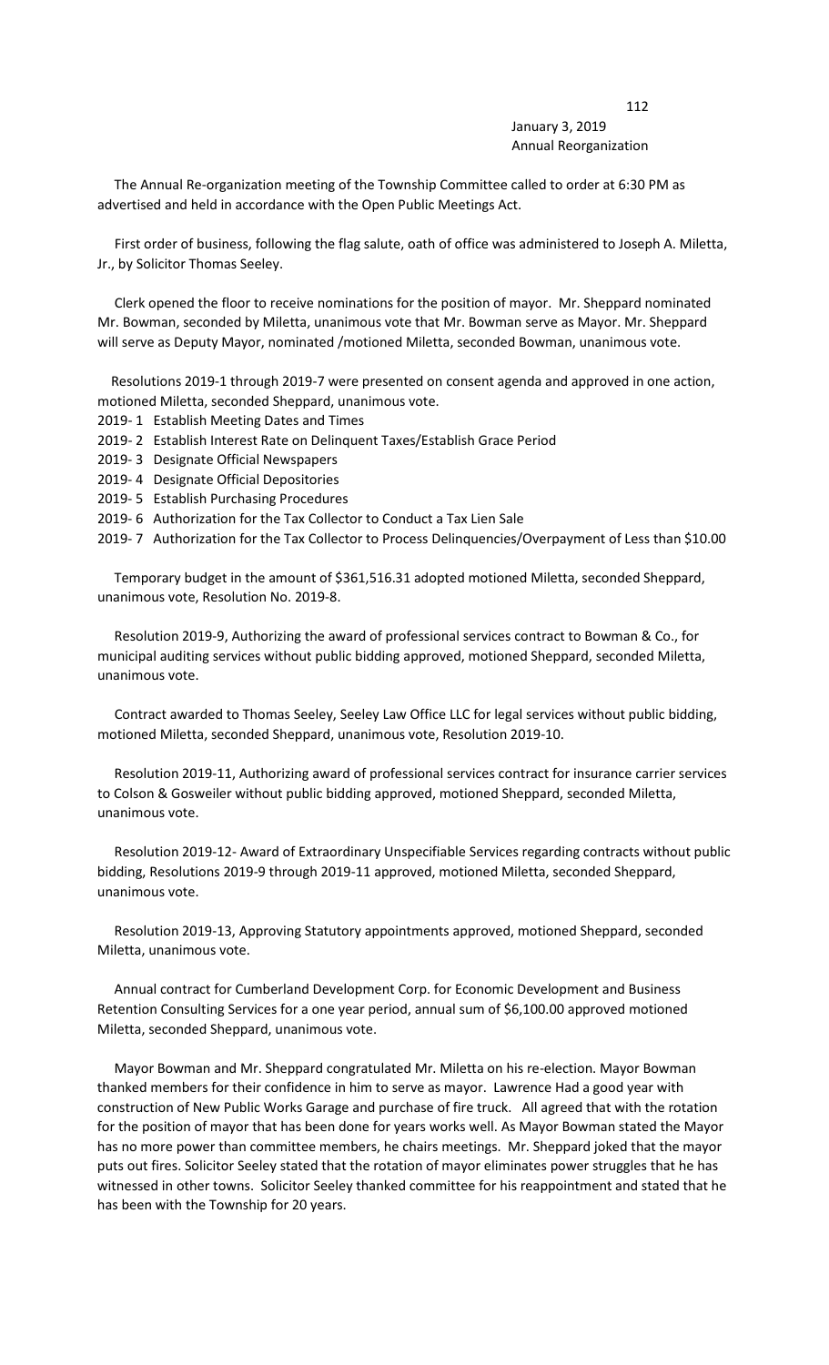January 3, 2019
Annual Reorganization

The Annual Re-organization meeting of the Township Committee called to order at 6:30 PM as advertised and held in accordance with the Open Public Meetings Act.

First order of business, following the flag salute, oath of office was administered to Joseph A. Miletta, Jr., by Solicitor Thomas Seeley.

Clerk opened the floor to receive nominations for the position of mayor. Mr. Sheppard nominated Mr. Bowman, seconded by Miletta, unanimous vote that Mr. Bowman serve as Mayor. Mr. Sheppard will serve as Deputy Mayor, nominated /motioned Miletta, seconded Bowman, unanimous vote.

Resolutions 2019-1 through 2019-7 were presented on consent agenda and approved in one action, motioned Miletta, seconded Sheppard, unanimous vote.

2019- 1 Establish Meeting Dates and Times
2019- 2 Establish Interest Rate on Delinquent Taxes/Establish Grace Period
2019- 3 Designate Official Newspapers
2019- 4 Designate Official Depositories
2019- 5 Establish Purchasing Procedures
2019- 6 Authorization for the Tax Collector to Conduct a Tax Lien Sale
2019- 7 Authorization for the Tax Collector to Process Delinquencies/Overpayment of Less than $10.00

Temporary budget in the amount of $361,516.31 adopted motioned Miletta, seconded Sheppard, unanimous vote, Resolution No. 2019-8.

Resolution 2019-9, Authorizing the award of professional services contract to Bowman & Co., for municipal auditing services without public bidding approved, motioned Sheppard, seconded Miletta, unanimous vote.

Contract awarded to Thomas Seeley, Seeley Law Office LLC for legal services without public bidding, motioned Miletta, seconded Sheppard, unanimous vote, Resolution 2019-10.

Resolution 2019-11, Authorizing award of professional services contract for insurance carrier services to Colson & Gosweiler without public bidding approved, motioned Sheppard, seconded Miletta, unanimous vote.

Resolution 2019-12- Award of Extraordinary Unspecifiable Services regarding contracts without public bidding, Resolutions 2019-9 through 2019-11 approved, motioned Miletta, seconded Sheppard, unanimous vote.

Resolution 2019-13, Approving Statutory appointments approved, motioned Sheppard, seconded Miletta, unanimous vote.

Annual contract for Cumberland Development Corp. for Economic Development and Business Retention Consulting Services for a one year period, annual sum of $6,100.00 approved motioned Miletta, seconded Sheppard, unanimous vote.

Mayor Bowman and Mr. Sheppard congratulated Mr. Miletta on his re-election. Mayor Bowman thanked members for their confidence in him to serve as mayor. Lawrence Had a good year with construction of New Public Works Garage and purchase of fire truck. All agreed that with the rotation for the position of mayor that has been done for years works well. As Mayor Bowman stated the Mayor has no more power than committee members, he chairs meetings. Mr. Sheppard joked that the mayor puts out fires. Solicitor Seeley stated that the rotation of mayor eliminates power struggles that he has witnessed in other towns. Solicitor Seeley thanked committee for his reappointment and stated that he has been with the Township for 20 years.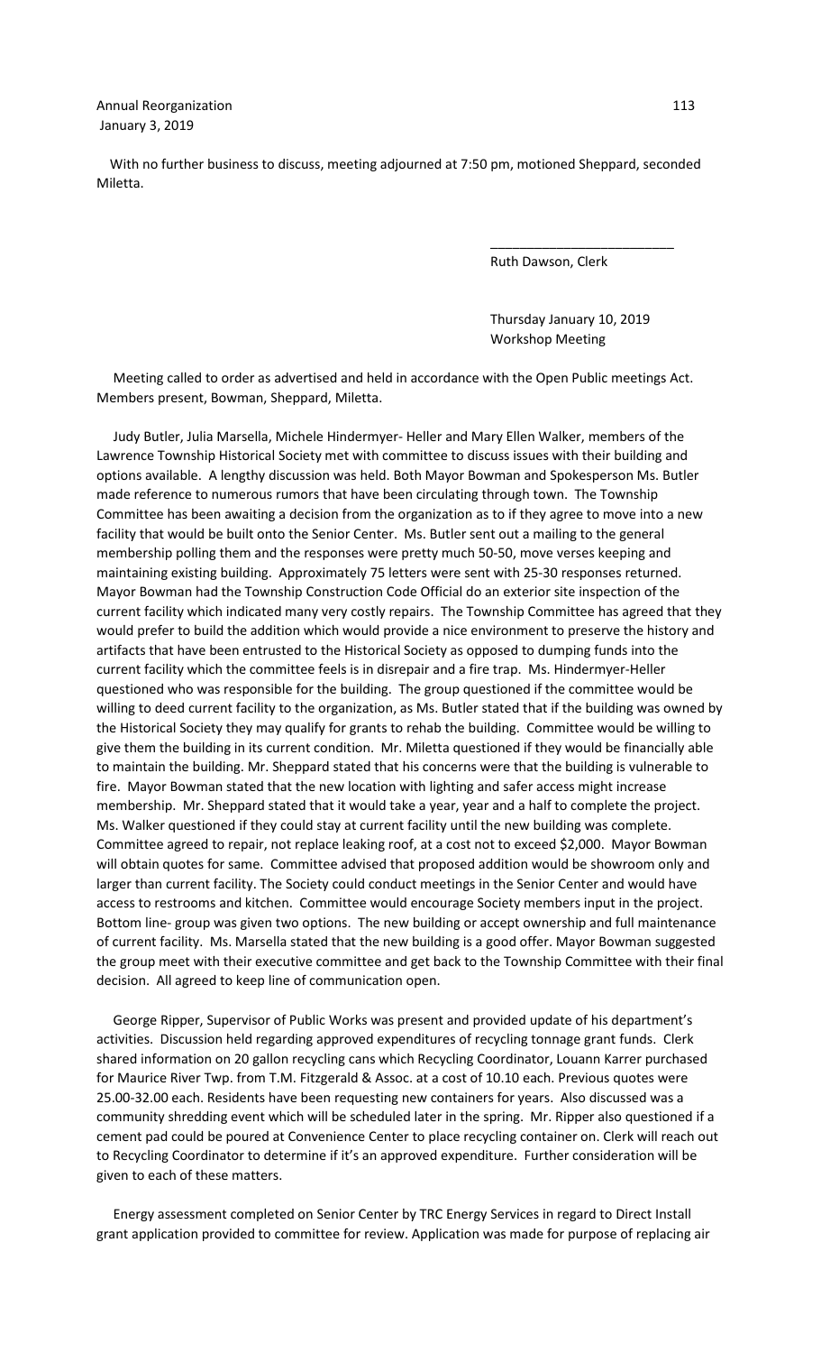With no further business to discuss, meeting adjourned at 7:50 pm, motioned Sheppard, seconded Miletta.

\_\_\_\_\_\_\_\_\_\_\_\_\_\_\_\_\_\_\_\_\_\_\_\_\_\_

Ruth Dawson, Clerk

Thursday January 10, 2019
Workshop Meeting

Meeting called to order as advertised and held in accordance with the Open Public meetings Act. Members present, Bowman, Sheppard, Miletta.

Judy Butler, Julia Marsella, Michele Hindermyer- Heller and Mary Ellen Walker, members of the Lawrence Township Historical Society met with committee to discuss issues with their building and options available. A lengthy discussion was held. Both Mayor Bowman and Spokesperson Ms. Butler made reference to numerous rumors that have been circulating through town. The Township Committee has been awaiting a decision from the organization as to if they agree to move into a new facility that would be built onto the Senior Center. Ms. Butler sent out a mailing to the general membership polling them and the responses were pretty much 50-50, move verses keeping and maintaining existing building. Approximately 75 letters were sent with 25-30 responses returned. Mayor Bowman had the Township Construction Code Official do an exterior site inspection of the current facility which indicated many very costly repairs. The Township Committee has agreed that they would prefer to build the addition which would provide a nice environment to preserve the history and artifacts that have been entrusted to the Historical Society as opposed to dumping funds into the current facility which the committee feels is in disrepair and a fire trap. Ms. Hindermyer-Heller questioned who was responsible for the building. The group questioned if the committee would be willing to deed current facility to the organization, as Ms. Butler stated that if the building was owned by the Historical Society they may qualify for grants to rehab the building. Committee would be willing to give them the building in its current condition. Mr. Miletta questioned if they would be financially able to maintain the building. Mr. Sheppard stated that his concerns were that the building is vulnerable to fire. Mayor Bowman stated that the new location with lighting and safer access might increase membership. Mr. Sheppard stated that it would take a year, year and a half to complete the project. Ms. Walker questioned if they could stay at current facility until the new building was complete. Committee agreed to repair, not replace leaking roof, at a cost not to exceed $2,000. Mayor Bowman will obtain quotes for same. Committee advised that proposed addition would be showroom only and larger than current facility. The Society could conduct meetings in the Senior Center and would have access to restrooms and kitchen. Committee would encourage Society members input in the project. Bottom line- group was given two options. The new building or accept ownership and full maintenance of current facility. Ms. Marsella stated that the new building is a good offer. Mayor Bowman suggested the group meet with their executive committee and get back to the Township Committee with their final decision. All agreed to keep line of communication open.

George Ripper, Supervisor of Public Works was present and provided update of his department's activities. Discussion held regarding approved expenditures of recycling tonnage grant funds. Clerk shared information on 20 gallon recycling cans which Recycling Coordinator, Louann Karrer purchased for Maurice River Twp. from T.M. Fitzgerald & Assoc. at a cost of 10.10 each. Previous quotes were 25.00-32.00 each. Residents have been requesting new containers for years. Also discussed was a community shredding event which will be scheduled later in the spring. Mr. Ripper also questioned if a cement pad could be poured at Convenience Center to place recycling container on. Clerk will reach out to Recycling Coordinator to determine if it's an approved expenditure. Further consideration will be given to each of these matters.

Energy assessment completed on Senior Center by TRC Energy Services in regard to Direct Install grant application provided to committee for review. Application was made for purpose of replacing air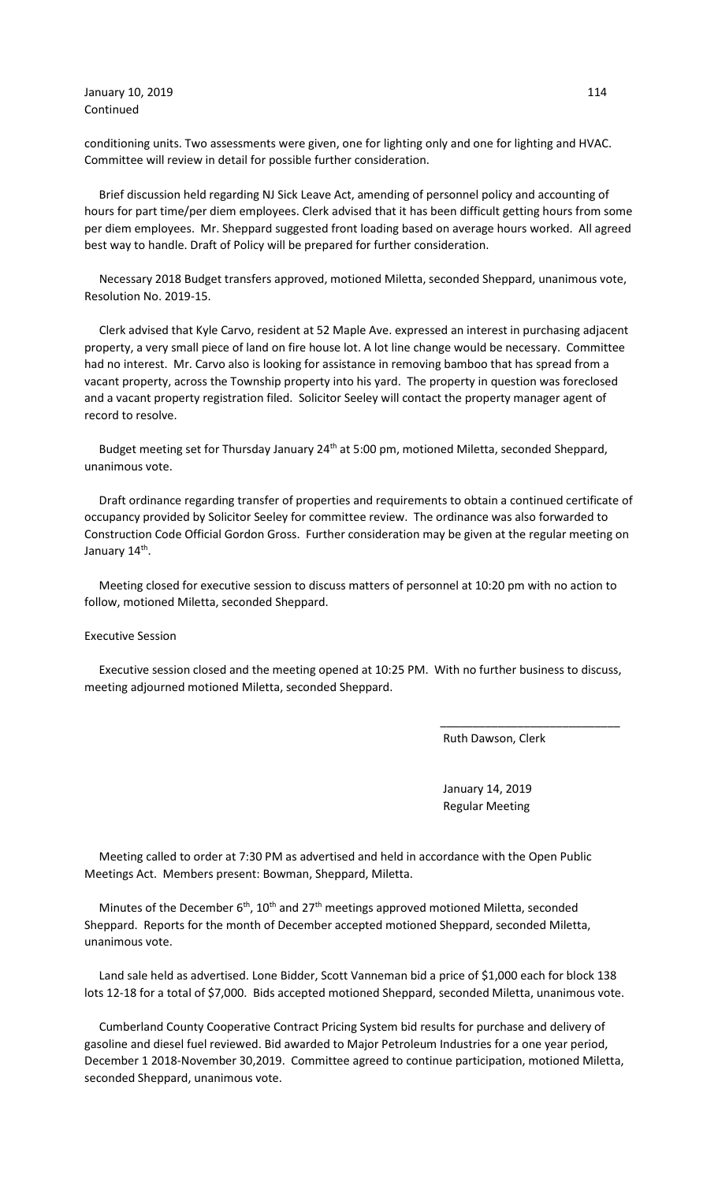conditioning units. Two assessments were given, one for lighting only and one for lighting and HVAC. Committee will review in detail for possible further consideration.

Brief discussion held regarding NJ Sick Leave Act, amending of personnel policy and accounting of hours for part time/per diem employees. Clerk advised that it has been difficult getting hours from some per diem employees. Mr. Sheppard suggested front loading based on average hours worked. All agreed best way to handle. Draft of Policy will be prepared for further consideration.

Necessary 2018 Budget transfers approved, motioned Miletta, seconded Sheppard, unanimous vote, Resolution No. 2019-15.

Clerk advised that Kyle Carvo, resident at 52 Maple Ave. expressed an interest in purchasing adjacent property, a very small piece of land on fire house lot. A lot line change would be necessary. Committee had no interest. Mr. Carvo also is looking for assistance in removing bamboo that has spread from a vacant property, across the Township property into his yard. The property in question was foreclosed and a vacant property registration filed. Solicitor Seeley will contact the property manager agent of record to resolve.

Budget meeting set for Thursday January 24th at 5:00 pm, motioned Miletta, seconded Sheppard, unanimous vote.

Draft ordinance regarding transfer of properties and requirements to obtain a continued certificate of occupancy provided by Solicitor Seeley for committee review. The ordinance was also forwarded to Construction Code Official Gordon Gross. Further consideration may be given at the regular meeting on January 14th.

Meeting closed for executive session to discuss matters of personnel at 10:20 pm with no action to follow, motioned Miletta, seconded Sheppard.

Executive Session

Executive session closed and the meeting opened at 10:25 PM. With no further business to discuss, meeting adjourned motioned Miletta, seconded Sheppard.

\_\_\_\_\_\_\_\_\_\_\_\_\_\_\_\_\_\_\_\_\_\_\_\_\_\_\_\_

Ruth Dawson, Clerk

January 14, 2019
Regular Meeting

Meeting called to order at 7:30 PM as advertised and held in accordance with the Open Public Meetings Act. Members present: Bowman, Sheppard, Miletta.

Minutes of the December 6th, 10th and 27th meetings approved motioned Miletta, seconded Sheppard. Reports for the month of December accepted motioned Sheppard, seconded Miletta, unanimous vote.

Land sale held as advertised. Lone Bidder, Scott Vanneman bid a price of $1,000 each for block 138 lots 12-18 for a total of $7,000. Bids accepted motioned Sheppard, seconded Miletta, unanimous vote.

Cumberland County Cooperative Contract Pricing System bid results for purchase and delivery of gasoline and diesel fuel reviewed. Bid awarded to Major Petroleum Industries for a one year period, December 1 2018-November 30,2019. Committee agreed to continue participation, motioned Miletta, seconded Sheppard, unanimous vote.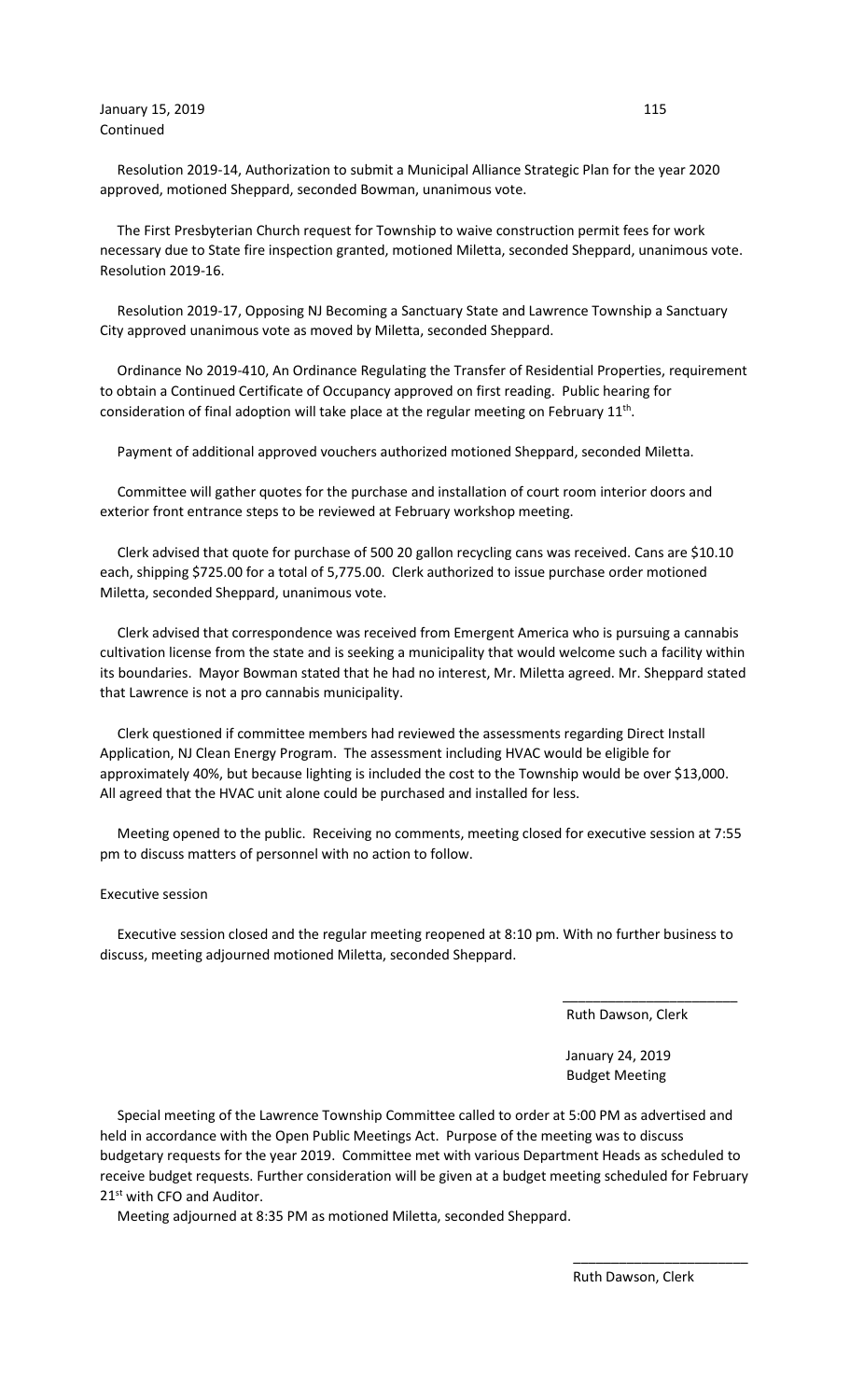January 15, 2019
Continued

Resolution 2019-14, Authorization to submit a Municipal Alliance Strategic Plan for the year 2020 approved, motioned Sheppard, seconded Bowman, unanimous vote.

The First Presbyterian Church request for Township to waive construction permit fees for work necessary due to State fire inspection granted, motioned Miletta, seconded Sheppard, unanimous vote. Resolution 2019-16.

Resolution 2019-17, Opposing NJ Becoming a Sanctuary State and Lawrence Township a Sanctuary City approved unanimous vote as moved by Miletta, seconded Sheppard.

Ordinance No 2019-410, An Ordinance Regulating the Transfer of Residential Properties, requirement to obtain a Continued Certificate of Occupancy approved on first reading. Public hearing for consideration of final adoption will take place at the regular meeting on February 11th.

Payment of additional approved vouchers authorized motioned Sheppard, seconded Miletta.

Committee will gather quotes for the purchase and installation of court room interior doors and exterior front entrance steps to be reviewed at February workshop meeting.

Clerk advised that quote for purchase of 500 20 gallon recycling cans was received. Cans are $10.10 each, shipping $725.00 for a total of 5,775.00. Clerk authorized to issue purchase order motioned Miletta, seconded Sheppard, unanimous vote.

Clerk advised that correspondence was received from Emergent America who is pursuing a cannabis cultivation license from the state and is seeking a municipality that would welcome such a facility within its boundaries. Mayor Bowman stated that he had no interest, Mr. Miletta agreed. Mr. Sheppard stated that Lawrence is not a pro cannabis municipality.

Clerk questioned if committee members had reviewed the assessments regarding Direct Install Application, NJ Clean Energy Program. The assessment including HVAC would be eligible for approximately 40%, but because lighting is included the cost to the Township would be over $13,000. All agreed that the HVAC unit alone could be purchased and installed for less.

Meeting opened to the public. Receiving no comments, meeting closed for executive session at 7:55 pm to discuss matters of personnel with no action to follow.

Executive session

Executive session closed and the regular meeting reopened at 8:10 pm. With no further business to discuss, meeting adjourned motioned Miletta, seconded Sheppard.

\_\_\_\_\_\_\_\_\_\_\_\_\_\_\_\_\_\_\_\_\_\_\_\_

Ruth Dawson, Clerk

January 24, 2019
Budget Meeting

Special meeting of the Lawrence Township Committee called to order at 5:00 PM as advertised and held in accordance with the Open Public Meetings Act. Purpose of the meeting was to discuss budgetary requests for the year 2019. Committee met with various Department Heads as scheduled to receive budget requests. Further consideration will be given at a budget meeting scheduled for February 21st with CFO and Auditor.

Meeting adjourned at 8:35 PM as motioned Miletta, seconded Sheppard.

\_\_\_\_\_\_\_\_\_\_\_\_\_\_\_\_\_\_\_\_\_\_\_\_

Ruth Dawson, Clerk